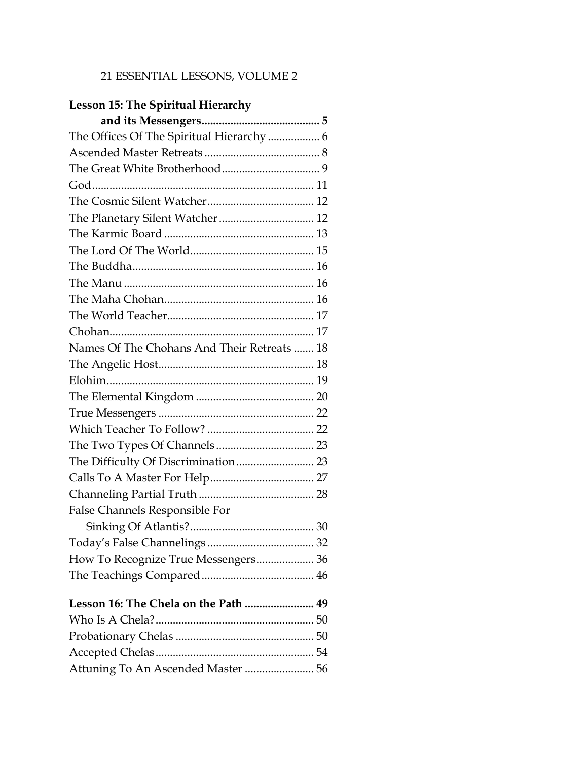# 21 ESSENTIAL LESSONS, VOLUME 2

**Lesson 15: The Spiritual Hierarchy and its Messengers ........................................ 5**

The Offices Of The Spiritual Hierarchy .................. 6
Ascended Master Retreats ....................................... 8
The Great White Brotherhood.................................. 9
God............................................................................ 11
The Cosmic Silent Watcher..................................... 12
The Planetary Silent Watcher ................................. 12
The Karmic Board .................................................... 13
The Lord Of The World........................................... 15
The Buddha.............................................................. 16
The Manu ................................................................. 16
The Maha Chohan.................................................... 16
The World Teacher................................................... 17
Chohan...................................................................... 17
Names Of The Chohans And Their Retreats ....... 18
The Angelic Host...................................................... 18
Elohim....................................................................... 19
The Elemental Kingdom ......................................... 20
True Messengers ...................................................... 22
Which Teacher To Follow? ..................................... 22
The Two Types Of Channels .................................. 23
The Difficulty Of Discrimination........................... 23
Calls To A Master For Help.................................... 27
Channeling Partial Truth ........................................ 28
False Channels Responsible For Sinking Of Atlantis?........................................... 30
Today's False Channelings ..................................... 32
How To Recognize True Messengers.................... 36
The Teachings Compared....................................... 46

**Lesson 16: The Chela on the Path ........................ 49**

Who Is A Chela?....................................................... 50
Probationary Chelas ................................................ 50
Accepted Chelas....................................................... 54
Attuning To An Ascended Master ........................ 56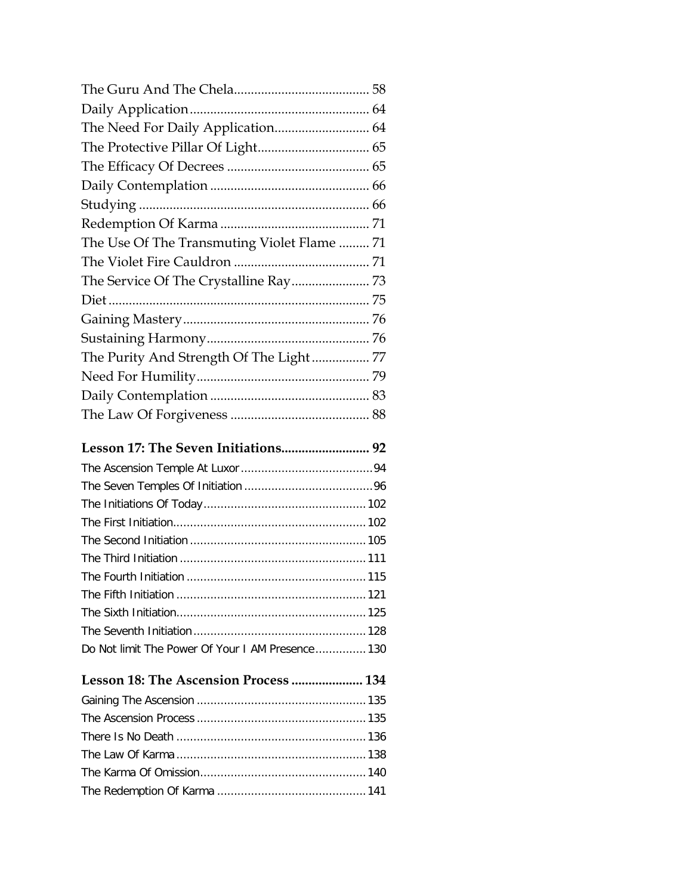The Guru And The Chela ........................................ 58
Daily Application ........................................ 64
The Need For Daily Application ........................................ 64
The Protective Pillar Of Light ........................................ 65
The Efficacy Of Decrees ........................................ 65
Daily Contemplation ........................................ 66
Studying ........................................ 66
Redemption Of Karma ........................................ 71
The Use Of The Transmuting Violet Flame ........................................ 71
The Violet Fire Cauldron ........................................ 71
The Service Of The Crystalline Ray ........................................ 73
Diet ........................................ 75
Gaining Mastery ........................................ 76
Sustaining Harmony ........................................ 76
The Purity And Strength Of The Light ........................................ 77
Need For Humility ........................................ 79
Daily Contemplation ........................................ 83
The Law Of Forgiveness ........................................ 88

**Lesson 17: The Seven Initiations ........................................ 92**

The Ascension Temple At Luxor ........................................ 94
The Seven Temples Of Initiation ........................................ 96
The Initiations Of Today ........................................ 102
The First Initiation ........................................ 102
The Second Initiation ........................................ 105
The Third Initiation ........................................ 111
The Fourth Initiation ........................................ 115
The Fifth Initiation ........................................ 121
The Sixth Initiation ........................................ 125
The Seventh Initiation ........................................ 128
Do Not limit The Power Of Your I AM Presence ........................................ 130

**Lesson 18: The Ascension Process ........................................ 134**

Gaining The Ascension ........................................ 135
The Ascension Process ........................................ 135
There Is No Death ........................................ 136
The Law Of Karma ........................................ 138
The Karma Of Omission ........................................ 140
The Redemption Of Karma ........................................ 141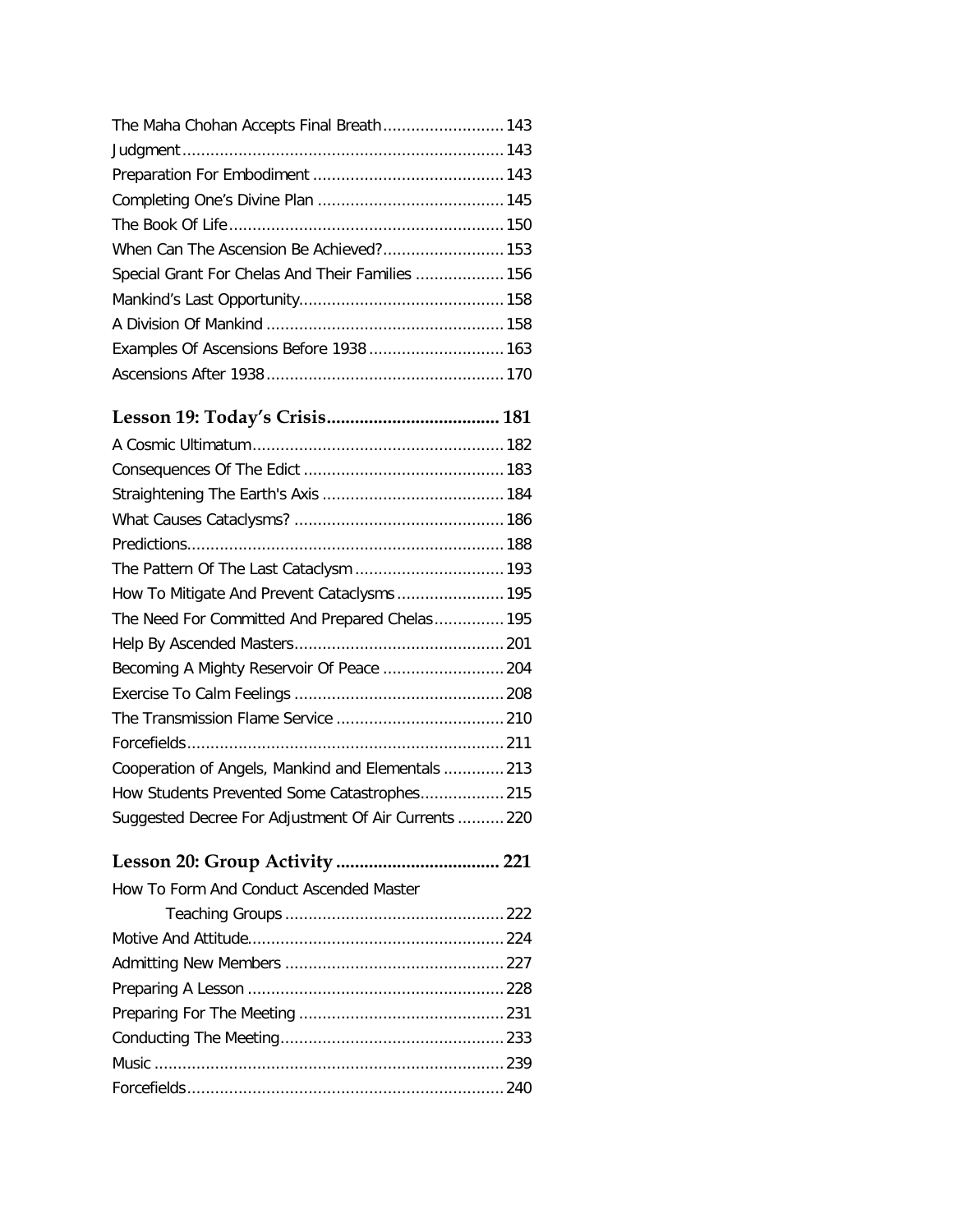The Maha Chohan Accepts Final Breath .......................... 143
Judgment .......................................................................... 143
Preparation For Embodiment ......................................... 143
Completing One's Divine Plan ........................................ 145
The Book Of Life ............................................................ 150
When Can The Ascension Be Achieved? .......................... 153
Special Grant For Chelas And Their Families ................... 156
Mankind's Last Opportunity ............................................ 158
A Division Of Mankind ................................................... 158
Examples Of Ascensions Before 1938 ............................. 163
Ascensions After 1938 .................................................... 170

## Lesson 19: Today's Crisis ..................................... 181

A Cosmic Ultimatum ...................................................... 182
Consequences Of The Edict ........................................... 183
Straightening The Earth's Axis ....................................... 184
What Causes Cataclysms? ............................................. 186
Predictions .................................................................... 188
The Pattern Of The Last Cataclysm ................................ 193
How To Mitigate And Prevent Cataclysms ....................... 195
The Need For Committed And Prepared Chelas ............... 195
Help By Ascended Masters ............................................. 201
Becoming A Mighty Reservoir Of Peace .......................... 204
Exercise To Calm Feelings ............................................. 208
The Transmission Flame Service .................................... 210
Forcefields .................................................................... 211
Cooperation of Angels, Mankind and Elementals ............. 213
How Students Prevented Some Catastrophes .................. 215
Suggested Decree For Adjustment Of Air Currents .......... 220

## Lesson 20: Group Activity ................................... 221

How To Form And Conduct Ascended Master Teaching Groups ............................................... 222
Motive And Attitude ....................................................... 224
Admitting New Members ............................................... 227
Preparing A Lesson ....................................................... 228
Preparing For The Meeting ............................................ 231
Conducting The Meeting ................................................ 233
Music ........................................................................... 239
Forcefields .................................................................... 240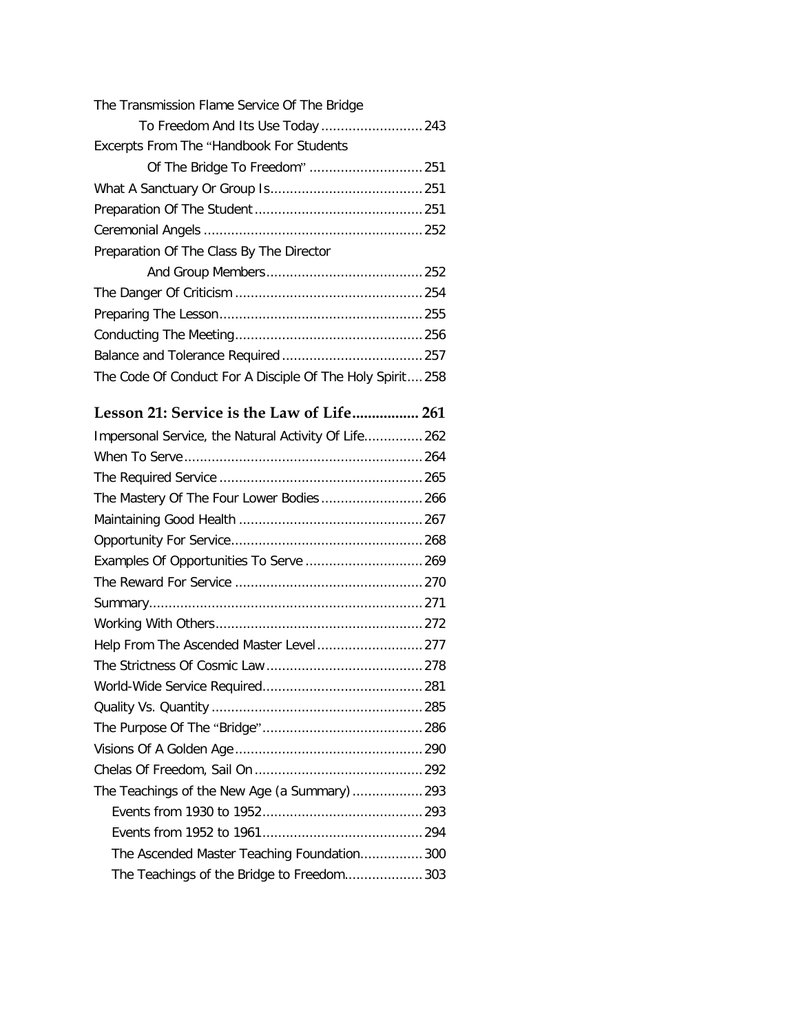The Transmission Flame Service Of The Bridge To Freedom And Its Use Today ........................ 243

Excerpts From The "Handbook For Students Of The Bridge To Freedom" ........................ 251

What A Sanctuary Or Group Is ........................ 251

Preparation Of The Student ........................ 251

Ceremonial Angels ........................ 252

Preparation Of The Class By The Director And Group Members ........................ 252

The Danger Of Criticism ........................ 254

Preparing The Lesson ........................ 255

Conducting The Meeting ........................ 256

Balance and Tolerance Required ........................ 257

The Code Of Conduct For A Disciple Of The Holy Spirit .... 258

## Lesson 21: Service is the Law of Life................ 261

Impersonal Service, the Natural Activity Of Life ............... 262

When To Serve ........................ 264

The Required Service ........................ 265

The Mastery Of The Four Lower Bodies ........................ 266

Maintaining Good Health ........................ 267

Opportunity For Service ........................ 268

Examples Of Opportunities To Serve ........................ 269

The Reward For Service ........................ 270

Summary ........................ 271

Working With Others ........................ 272

Help From The Ascended Master Level ........................ 277

The Strictness Of Cosmic Law ........................ 278

World-Wide Service Required ........................ 281

Quality Vs. Quantity ........................ 285

The Purpose Of The "Bridge" ........................ 286

Visions Of A Golden Age ........................ 290

Chelas Of Freedom, Sail On ........................ 292

The Teachings of the New Age (a Summary) ........................ 293

- Events from 1930 to 1952 ........................ 293
- Events from 1952 to 1961 ........................ 294
- The Ascended Master Teaching Foundation ................ 300
- The Teachings of the Bridge to Freedom ................ 303